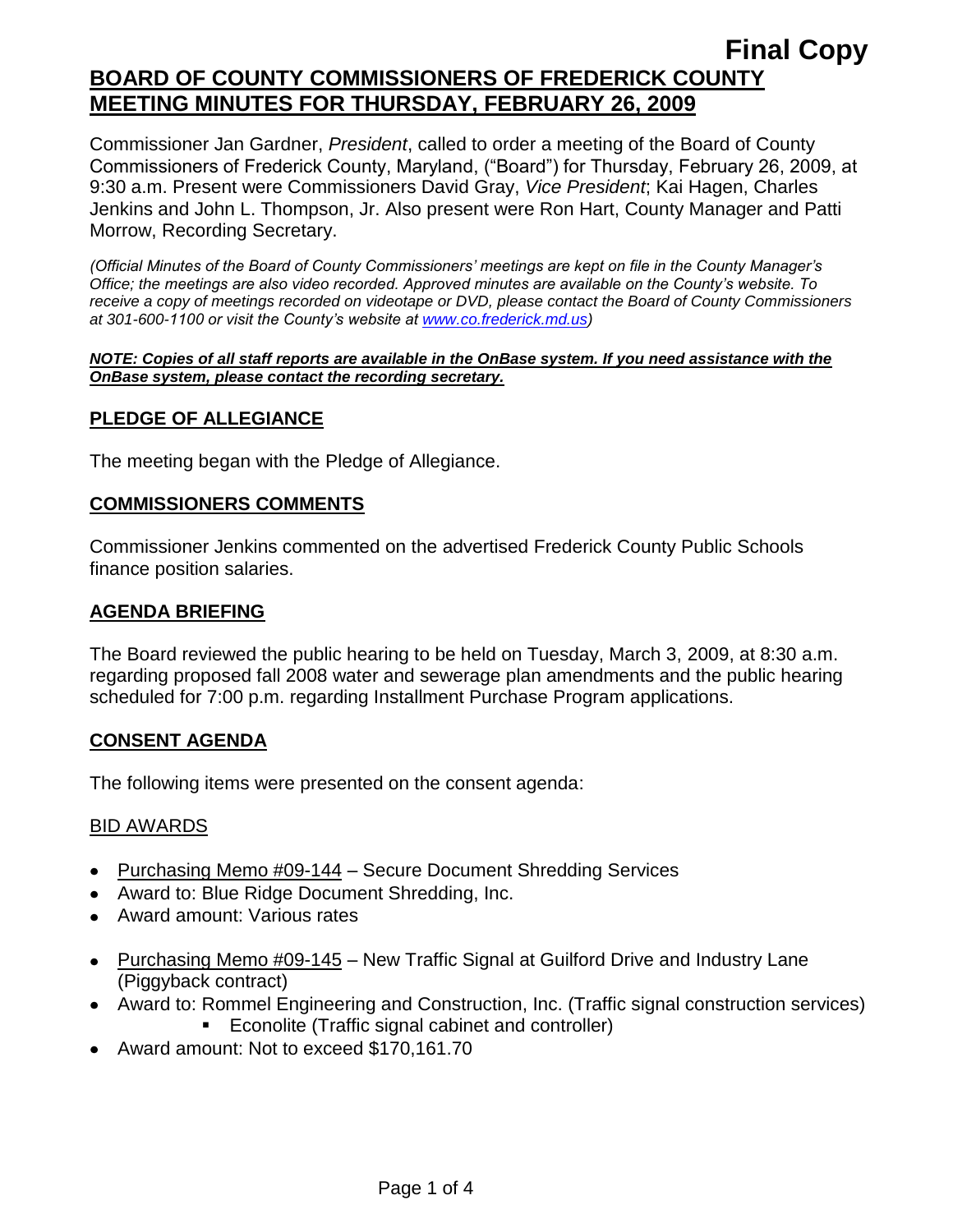**Final Copy**

# BOARD OF COUNTY COMMISSIONERS OF FREDERICK COUNTY MEETING MINUTES FOR THURSDAY, FEBRUARY 26, 2009

Commissioner Jan Gardner, *President*, called to order a meeting of the Board of County Commissioners of Frederick County, Maryland, ("Board") for Thursday, February 26, 2009, at 9:30 a.m. Present were Commissioners David Gray, *Vice President*; Kai Hagen, Charles Jenkins and John L. Thompson, Jr. Also present were Ron Hart, County Manager and Patti Morrow, Recording Secretary.

*(Official Minutes of the Board of County Commissioners' meetings are kept on file in the County Manager's Office; the meetings are also video recorded. Approved minutes are available on the County's website. To receive a copy of meetings recorded on videotape or DVD, please contact the Board of County Commissioners at 301-600-1100 or visit the County's website at www.co.frederick.md.us)*

***NOTE: Copies of all staff reports are available in the OnBase system. If you need assistance with the OnBase system, please contact the recording secretary.***

## PLEDGE OF ALLEGIANCE

The meeting began with the Pledge of Allegiance.

## COMMISSIONERS COMMENTS

Commissioner Jenkins commented on the advertised Frederick County Public Schools finance position salaries.

## AGENDA BRIEFING

The Board reviewed the public hearing to be held on Tuesday, March 3, 2009, at 8:30 a.m. regarding proposed fall 2008 water and sewerage plan amendments and the public hearing scheduled for 7:00 p.m. regarding Installment Purchase Program applications.

## CONSENT AGENDA

The following items were presented on the consent agenda:

### BID AWARDS

- Purchasing Memo #09-144 – Secure Document Shredding Services
- Award to: Blue Ridge Document Shredding, Inc.
- Award amount: Various rates

- Purchasing Memo #09-145 – New Traffic Signal at Guilford Drive and Industry Lane (Piggyback contract)
- Award to: Rommel Engineering and Construction, Inc. (Traffic signal construction services)
    - Econolite (Traffic signal cabinet and controller)
- Award amount: Not to exceed $170,161.70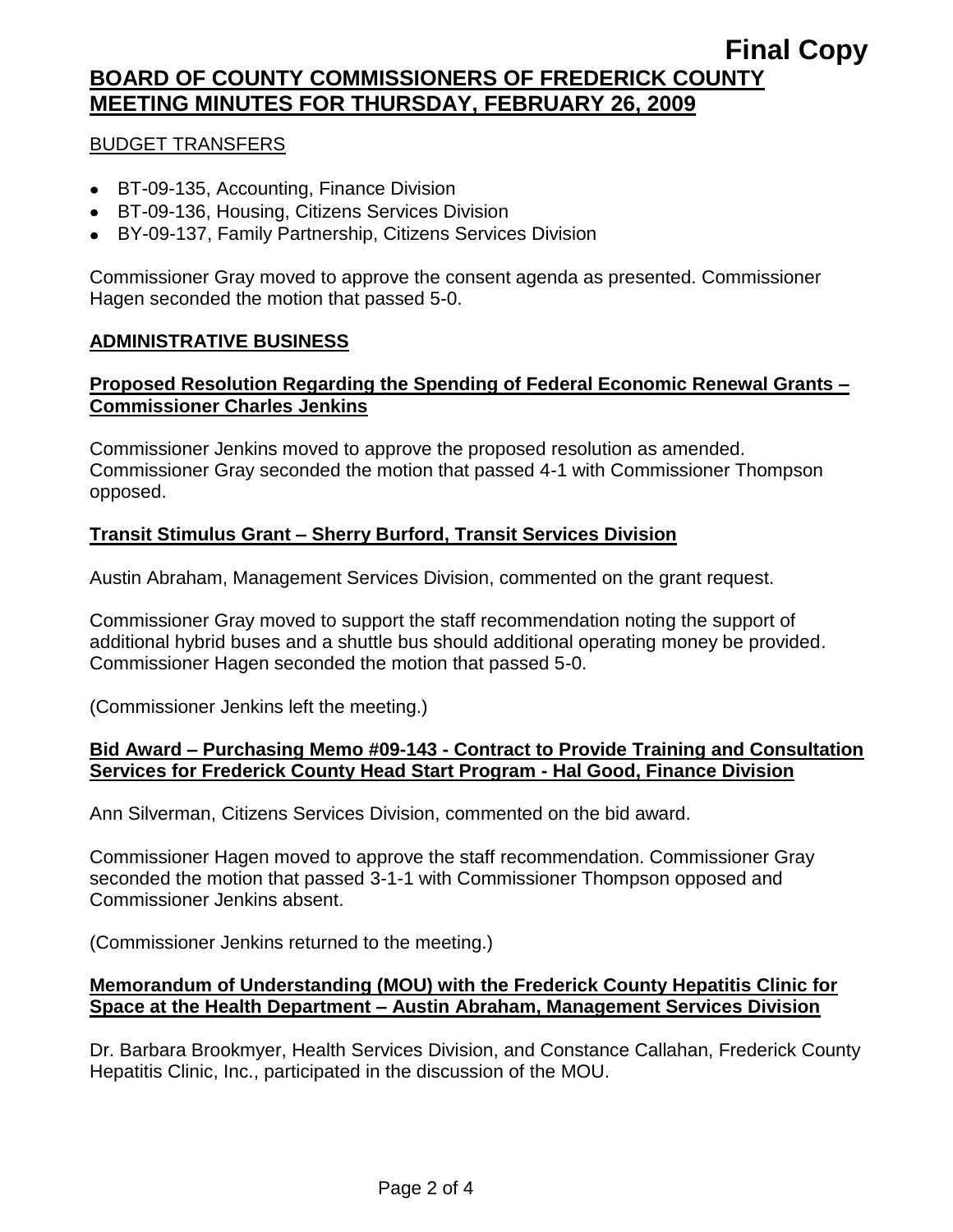BUDGET TRANSFERS

- BT-09-135, Accounting, Finance Division
- BT-09-136, Housing, Citizens Services Division
- BY-09-137, Family Partnership, Citizens Services Division

Commissioner Gray moved to approve the consent agenda as presented. Commissioner Hagen seconded the motion that passed 5-0.

## ADMINISTRATIVE BUSINESS

### Proposed Resolution Regarding the Spending of Federal Economic Renewal Grants – Commissioner Charles Jenkins

Commissioner Jenkins moved to approve the proposed resolution as amended. Commissioner Gray seconded the motion that passed 4-1 with Commissioner Thompson opposed.

### Transit Stimulus Grant – Sherry Burford, Transit Services Division

Austin Abraham, Management Services Division, commented on the grant request.

Commissioner Gray moved to support the staff recommendation noting the support of additional hybrid buses and a shuttle bus should additional operating money be provided. Commissioner Hagen seconded the motion that passed 5-0.

(Commissioner Jenkins left the meeting.)

### Bid Award – Purchasing Memo #09-143 - Contract to Provide Training and Consultation Services for Frederick County Head Start Program - Hal Good, Finance Division

Ann Silverman, Citizens Services Division, commented on the bid award.

Commissioner Hagen moved to approve the staff recommendation. Commissioner Gray seconded the motion that passed 3-1-1 with Commissioner Thompson opposed and Commissioner Jenkins absent.

(Commissioner Jenkins returned to the meeting.)

### Memorandum of Understanding (MOU) with the Frederick County Hepatitis Clinic for Space at the Health Department – Austin Abraham, Management Services Division

Dr. Barbara Brookmyer, Health Services Division, and Constance Callahan, Frederick County Hepatitis Clinic, Inc., participated in the discussion of the MOU.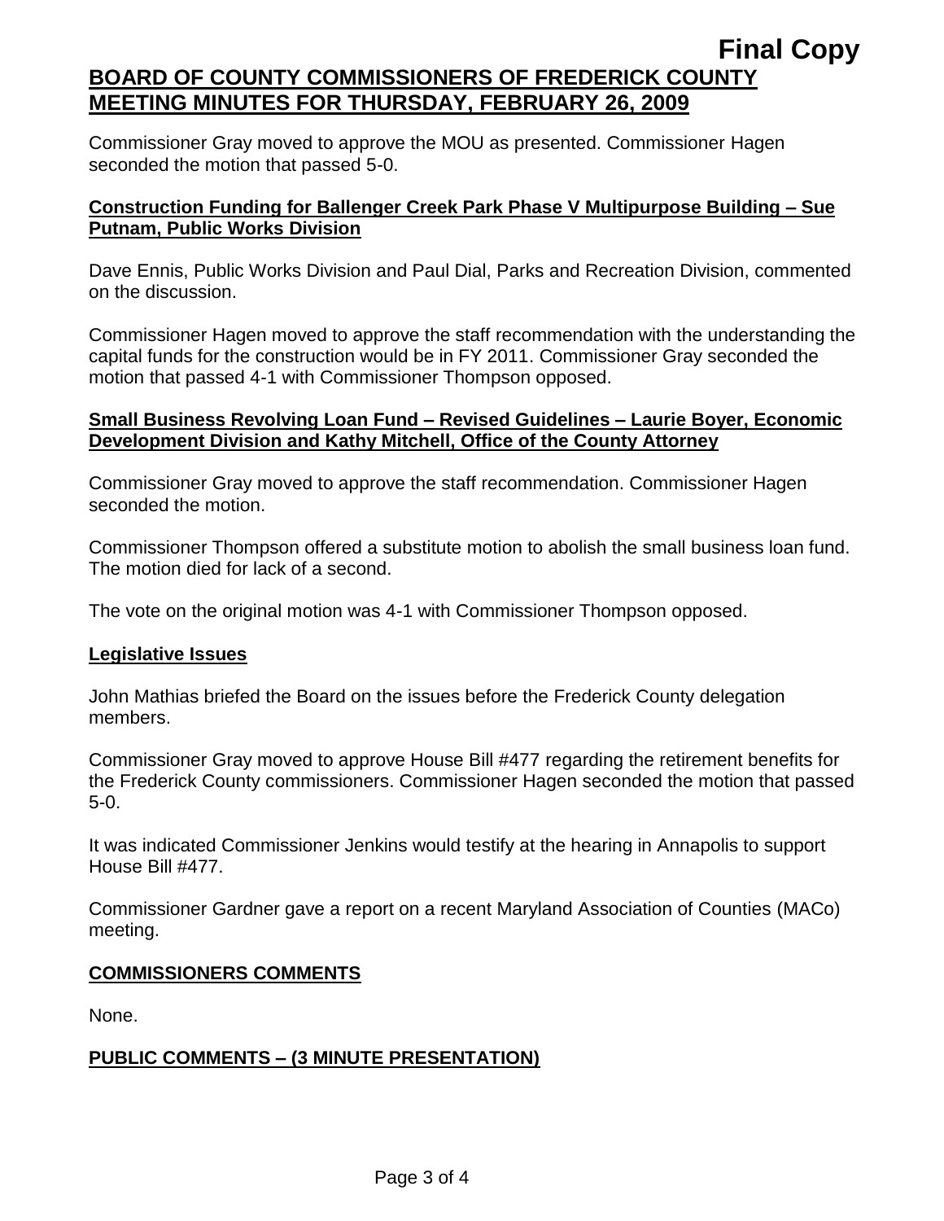Commissioner Gray moved to approve the MOU as presented. Commissioner Hagen seconded the motion that passed 5-0.

**Construction Funding for Ballenger Creek Park Phase V Multipurpose Building – Sue Putnam, Public Works Division**

Dave Ennis, Public Works Division and Paul Dial, Parks and Recreation Division, commented on the discussion.

Commissioner Hagen moved to approve the staff recommendation with the understanding the capital funds for the construction would be in FY 2011. Commissioner Gray seconded the motion that passed 4-1 with Commissioner Thompson opposed.

**Small Business Revolving Loan Fund – Revised Guidelines – Laurie Boyer, Economic Development Division and Kathy Mitchell, Office of the County Attorney**

Commissioner Gray moved to approve the staff recommendation. Commissioner Hagen seconded the motion.

Commissioner Thompson offered a substitute motion to abolish the small business loan fund. The motion died for lack of a second.

The vote on the original motion was 4-1 with Commissioner Thompson opposed.

**Legislative Issues**

John Mathias briefed the Board on the issues before the Frederick County delegation members.

Commissioner Gray moved to approve House Bill #477 regarding the retirement benefits for the Frederick County commissioners. Commissioner Hagen seconded the motion that passed 5-0.

It was indicated Commissioner Jenkins would testify at the hearing in Annapolis to support House Bill #477.

Commissioner Gardner gave a report on a recent Maryland Association of Counties (MACo) meeting.

## COMMISSIONERS COMMENTS

None.

## PUBLIC COMMENTS – (3 MINUTE PRESENTATION)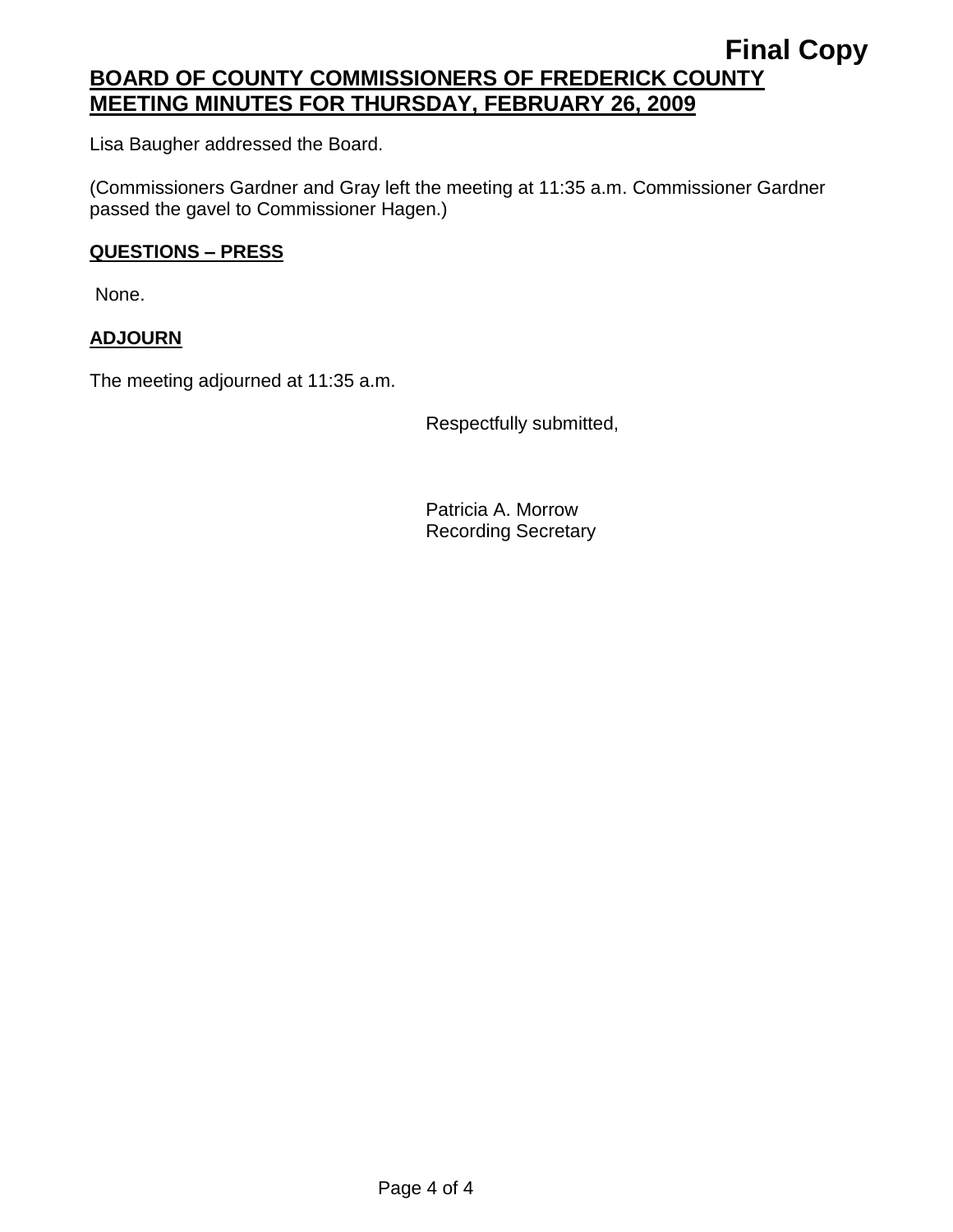Lisa Baugher addressed the Board.

(Commissioners Gardner and Gray left the meeting at 11:35 a.m. Commissioner Gardner passed the gavel to Commissioner Hagen.)

**QUESTIONS – PRESS**

None.

**ADJOURN**

The meeting adjourned at 11:35 a.m.

Respectfully submitted,

Patricia A. Morrow
Recording Secretary